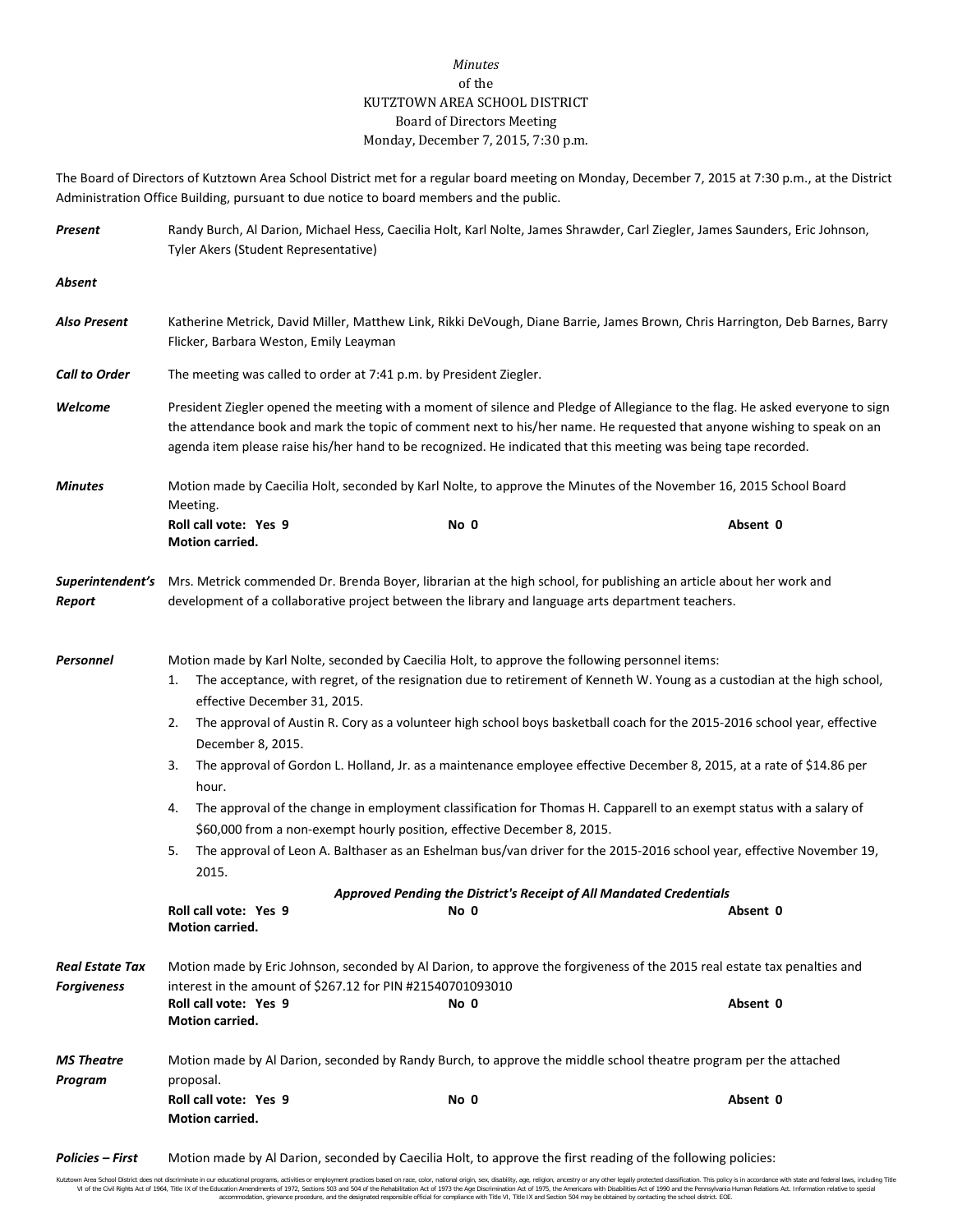*Minutes*
of the
KUTZTOWN AREA SCHOOL DISTRICT
Board of Directors Meeting
Monday, December 7, 2015, 7:30 p.m.

The Board of Directors of Kutztown Area School District met for a regular board meeting on Monday, December 7, 2015 at 7:30 p.m., at the District Administration Office Building, pursuant to due notice to board members and the public.

***Present*** Randy Burch, Al Darion, Michael Hess, Caecilia Holt, Karl Nolte, James Shrawder, Carl Ziegler, James Saunders, Eric Johnson, Tyler Akers (Student Representative)

***Absent***

***Also Present*** Katherine Metrick, David Miller, Matthew Link, Rikki DeVough, Diane Barrie, James Brown, Chris Harrington, Deb Barnes, Barry Flicker, Barbara Weston, Emily Leayman

***Call to Order*** The meeting was called to order at 7:41 p.m. by President Ziegler.

***Welcome*** President Ziegler opened the meeting with a moment of silence and Pledge of Allegiance to the flag. He asked everyone to sign the attendance book and mark the topic of comment next to his/her name. He requested that anyone wishing to speak on an agenda item please raise his/her hand to be recognized. He indicated that this meeting was being tape recorded.

***Minutes*** Motion made by Caecilia Holt, seconded by Karl Nolte, to approve the Minutes of the November 16, 2015 School Board Meeting.

**Roll call vote: Yes 9** **No 0** **Absent 0**
**Motion carried.**

***Superintendent's Report*** Mrs. Metrick commended Dr. Brenda Boyer, librarian at the high school, for publishing an article about her work and development of a collaborative project between the library and language arts department teachers.

***Personnel*** Motion made by Karl Nolte, seconded by Caecilia Holt, to approve the following personnel items:

1. The acceptance, with regret, of the resignation due to retirement of Kenneth W. Young as a custodian at the high school, effective December 31, 2015.
2. The approval of Austin R. Cory as a volunteer high school boys basketball coach for the 2015-2016 school year, effective December 8, 2015.
3. The approval of Gordon L. Holland, Jr. as a maintenance employee effective December 8, 2015, at a rate of $14.86 per hour.
4. The approval of the change in employment classification for Thomas H. Capparell to an exempt status with a salary of $60,000 from a non-exempt hourly position, effective December 8, 2015.
5. The approval of Leon A. Balthaser as an Eshelman bus/van driver for the 2015-2016 school year, effective November 19, 2015.

***Approved Pending the District's Receipt of All Mandated Credentials***

**Roll call vote: Yes 9** **No 0** **Absent 0**
**Motion carried.**

***Real Estate Tax Forgiveness*** Motion made by Eric Johnson, seconded by Al Darion, to approve the forgiveness of the 2015 real estate tax penalties and interest in the amount of $267.12 for PIN #21540701093010

**Roll call vote: Yes 9** **No 0** **Absent 0**
**Motion carried.**

***MS Theatre Program*** Motion made by Al Darion, seconded by Randy Burch, to approve the middle school theatre program per the attached proposal.

**Roll call vote: Yes 9** **No 0** **Absent 0**
**Motion carried.**

***Policies – First*** Motion made by Al Darion, seconded by Caecilia Holt, to approve the first reading of the following policies:

Kutztown Area School District does not discriminate in our educational programs, activities or employment practices based on race, color, national origin, sex, disability, age, religion, ancestry or any other legally protected classification. This policy is in accordance with state and federal laws, including Title VI of the Civil Rights Act of 1964, Title IX of the Education Amendments of 1972, Sections 503 and 504 of the Rehabilitation Act of 1973 the Age Discrimination Act of 1975, the Americans with Disabilities Act of 1990 and the Pennsylvania Human Relations Act. Information relative to special accommodation, grievance procedure, and the designated responsible official for compliance with Title VI, Title IX and Section 504 may be obtained by contacting the school district. EOE.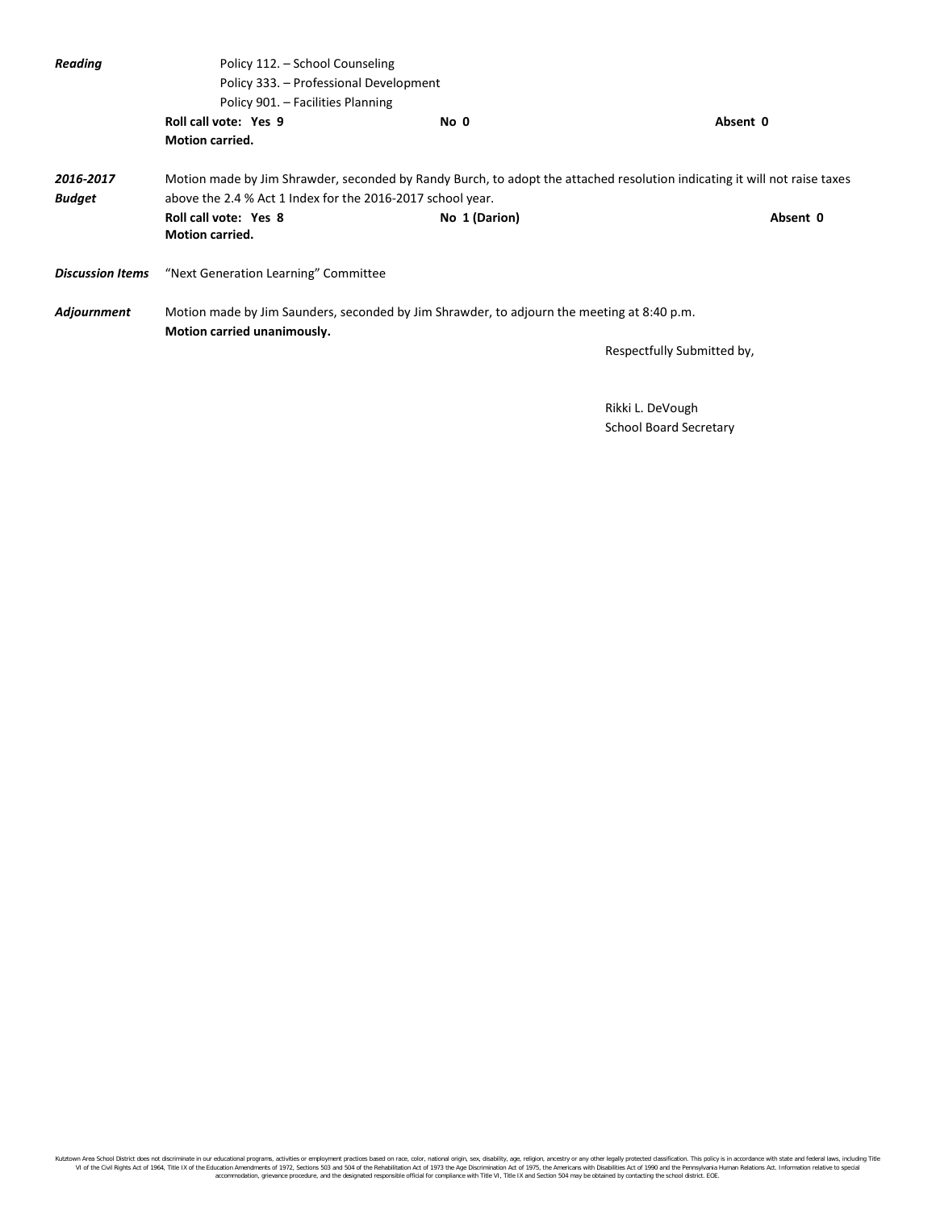***Reading***

Policy 112. – School Counseling
Policy 333. – Professional Development
Policy 901. – Facilities Planning

**Roll call vote: Yes 9** **No 0** **Absent 0**
**Motion carried.**

***2016-2017 Budget***

Motion made by Jim Shrawder, seconded by Randy Burch, to adopt the attached resolution indicating it will not raise taxes above the 2.4 % Act 1 Index for the 2016-2017 school year.

**Roll call vote: Yes 8** **No 1 (Darion)** **Absent 0**
**Motion carried.**

***Discussion Items***

"Next Generation Learning" Committee

***Adjournment***

Motion made by Jim Saunders, seconded by Jim Shrawder, to adjourn the meeting at 8:40 p.m.
**Motion carried unanimously.**

Respectfully Submitted by,

Rikki L. DeVough
School Board Secretary

Kutztown Area School District does not discriminate in our educational programs, activities or employment practices based on race, color, national origin, sex, disability, age, religion, ancestry or any other legally protected classification. This policy is in accordance with state and federal laws, including Title VI of the Civil Rights Act of 1964, Title IX of the Education Amendments of 1972, Sections 503 and 504 of the Rehabilitation Act of 1973 the Age Discrimination Act of 1975, the Americans with Disabilities Act of 1990 and the Pennsylvania Human Relations Act. Information relative to special accommodation, grievance procedure, and the designated responsible official for compliance with Title VI, Title IX and Section 504 may be obtained by contacting the school district. EOE.